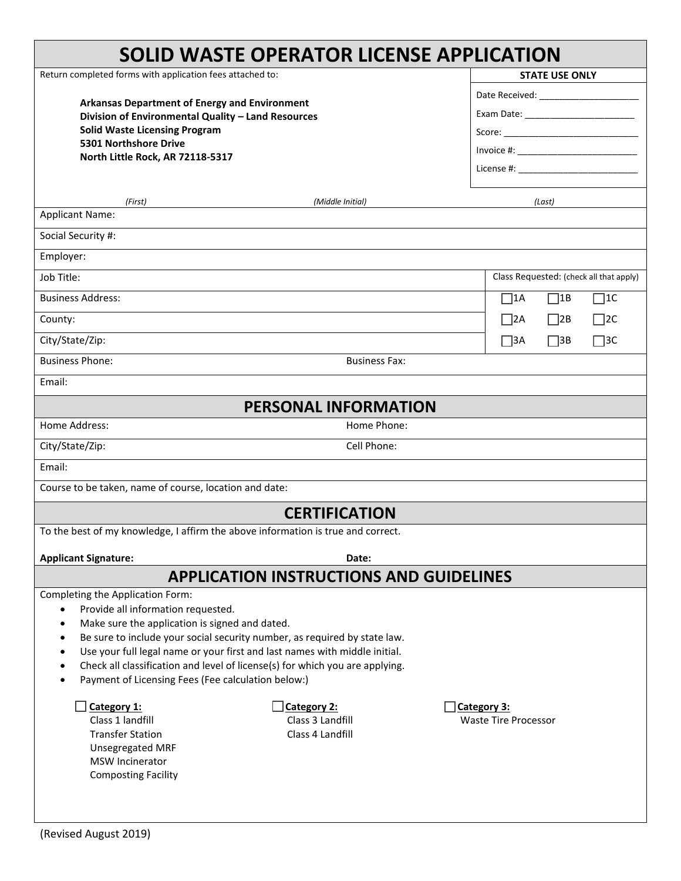# SOLID WASTE OPERATOR LICENSE APPLICATION

Return completed forms with application fees attached to:

**Arkansas Department of Energy and Environment**
**Division of Environmental Quality – Land Resources**
**Solid Waste Licensing Program**
**5301 Northshore Drive**
**North Little Rock, AR 72118-5317**

| **STATE USE ONLY** |
|---|
| Date Received: ____________________ |
| Exam Date: ______________________ |
| Score: ___________________________ |
| Invoice #: ________________________ |
| License #: ________________________ |

| | *(First)* | *(Middle Initial)* | *(Last)* |
|---|---|---|---|
| Applicant Name: | | | |

Social Security #:

Employer:

| | Class Requested: (check all that apply) | | |
|---|---|---|---|
| Job Title: | | | |
| Business Address: | ☐1A | ☐1B | ☐1C |
| County: | ☐2A | ☐2B | ☐2C |
| City/State/Zip: | ☐3A | ☐3B | ☐3C |

Business Phone: Business Fax:

Email:

## PERSONAL INFORMATION

Home Address: Home Phone:

City/State/Zip: Cell Phone:

Email:

Course to be taken, name of course, location and date:

## CERTIFICATION

To the best of my knowledge, I affirm the above information is true and correct.

**Applicant Signature:** **Date:**

## APPLICATION INSTRUCTIONS AND GUIDELINES

Completing the Application Form:

- Provide all information requested.
- Make sure the application is signed and dated.
- Be sure to include your social security number, as required by state law.
- Use your full legal name or your first and last names with middle initial.
- Check all classification and level of license(s) for which you are applying.
- Payment of Licensing Fees (Fee calculation below:)

☐ **Category 1:**
Class 1 landfill
Transfer Station
Unsegregated MRF
MSW Incinerator
Composting Facility

☐ **Category 2:**
Class 3 Landfill
Class 4 Landfill

☐ **Category 3:**
Waste Tire Processor

(Revised August 2019)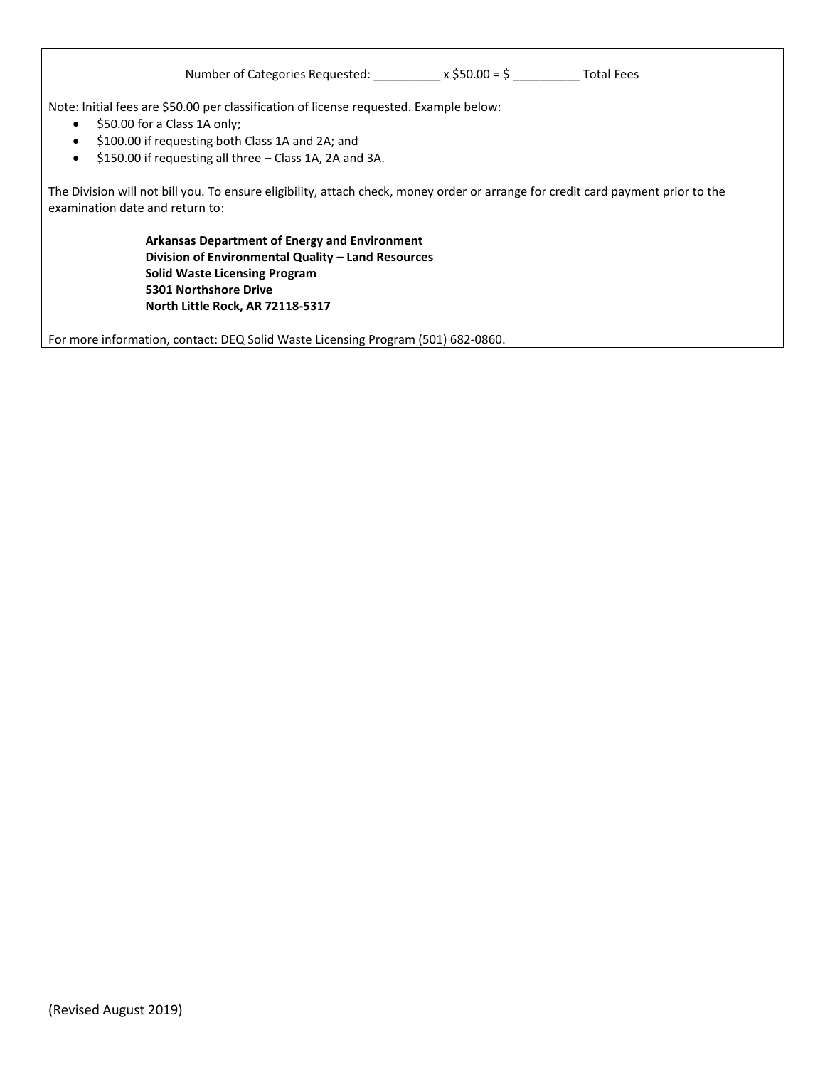Number of Categories Requested: __________ x $50.00 = $ __________ Total Fees

Note: Initial fees are $50.00 per classification of license requested. Example below:

- $50.00 for a Class 1A only;
- $100.00 if requesting both Class 1A and 2A; and
- $150.00 if requesting all three – Class 1A, 2A and 3A.

The Division will not bill you. To ensure eligibility, attach check, money order or arrange for credit card payment prior to the examination date and return to:

**Arkansas Department of Energy and Environment**
**Division of Environmental Quality – Land Resources**
**Solid Waste Licensing Program**
**5301 Northshore Drive**
**North Little Rock, AR 72118-5317**

For more information, contact: DEQ Solid Waste Licensing Program (501) 682-0860.

(Revised August 2019)